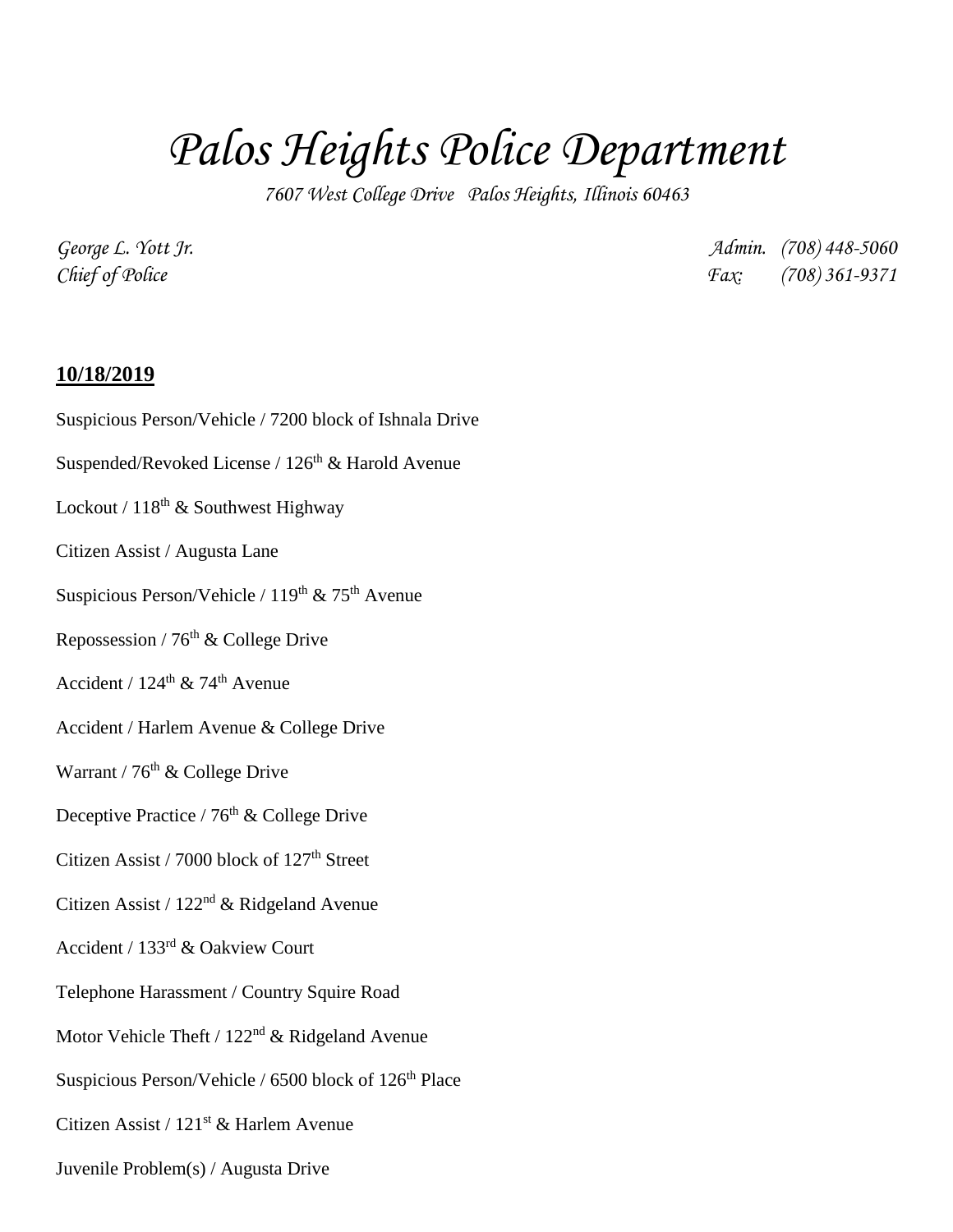# *Palos Heights Police Department*

*7607 West College Drive Palos Heights, Illinois 60463*

*George L. Yott Jr.*
*Chief of Police*

*Admin. (708) 448-5060*
*Fax: (708) 361-9371*

**10/18/2019**

Suspicious Person/Vehicle / 7200 block of Ishnala Drive

Suspended/Revoked License / 126th & Harold Avenue

Lockout / 118th & Southwest Highway

Citizen Assist / Augusta Lane

Suspicious Person/Vehicle / 119th & 75th Avenue

Repossession / 76th & College Drive

Accident / 124th & 74th Avenue

Accident / Harlem Avenue & College Drive

Warrant / 76th & College Drive

Deceptive Practice / 76th & College Drive

Citizen Assist / 7000 block of 127th Street

Citizen Assist / 122nd & Ridgeland Avenue

Accident / 133rd & Oakview Court

Telephone Harassment / Country Squire Road

Motor Vehicle Theft / 122nd & Ridgeland Avenue

Suspicious Person/Vehicle / 6500 block of 126th Place

Citizen Assist / 121st & Harlem Avenue

Juvenile Problem(s) / Augusta Drive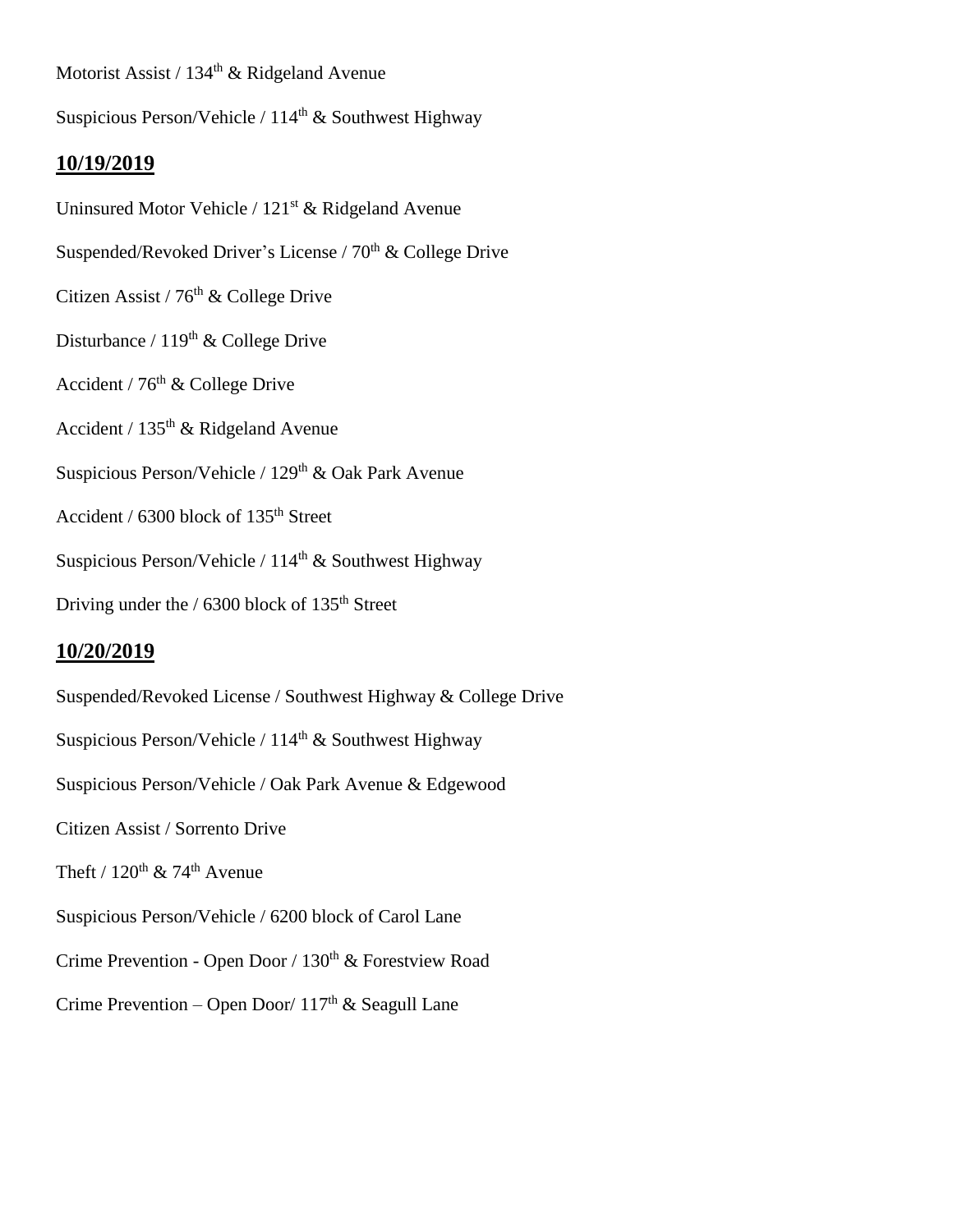Motorist Assist / 134th & Ridgeland Avenue

Suspicious Person/Vehicle / 114th & Southwest Highway

## 10/19/2019

Uninsured Motor Vehicle / 121st & Ridgeland Avenue

Suspended/Revoked Driver's License / 70th & College Drive

Citizen Assist / 76th & College Drive

Disturbance / 119th & College Drive

Accident / 76th & College Drive

Accident / 135th & Ridgeland Avenue

Suspicious Person/Vehicle / 129th & Oak Park Avenue

Accident / 6300 block of 135th Street

Suspicious Person/Vehicle / 114th & Southwest Highway

Driving under the / 6300 block of 135th Street

## 10/20/2019

Suspended/Revoked License / Southwest Highway & College Drive

Suspicious Person/Vehicle / 114th & Southwest Highway

Suspicious Person/Vehicle / Oak Park Avenue & Edgewood

Citizen Assist / Sorrento Drive

Theft / 120th & 74th Avenue

Suspicious Person/Vehicle / 6200 block of Carol Lane

Crime Prevention - Open Door / 130th & Forestview Road

Crime Prevention – Open Door/ 117th & Seagull Lane